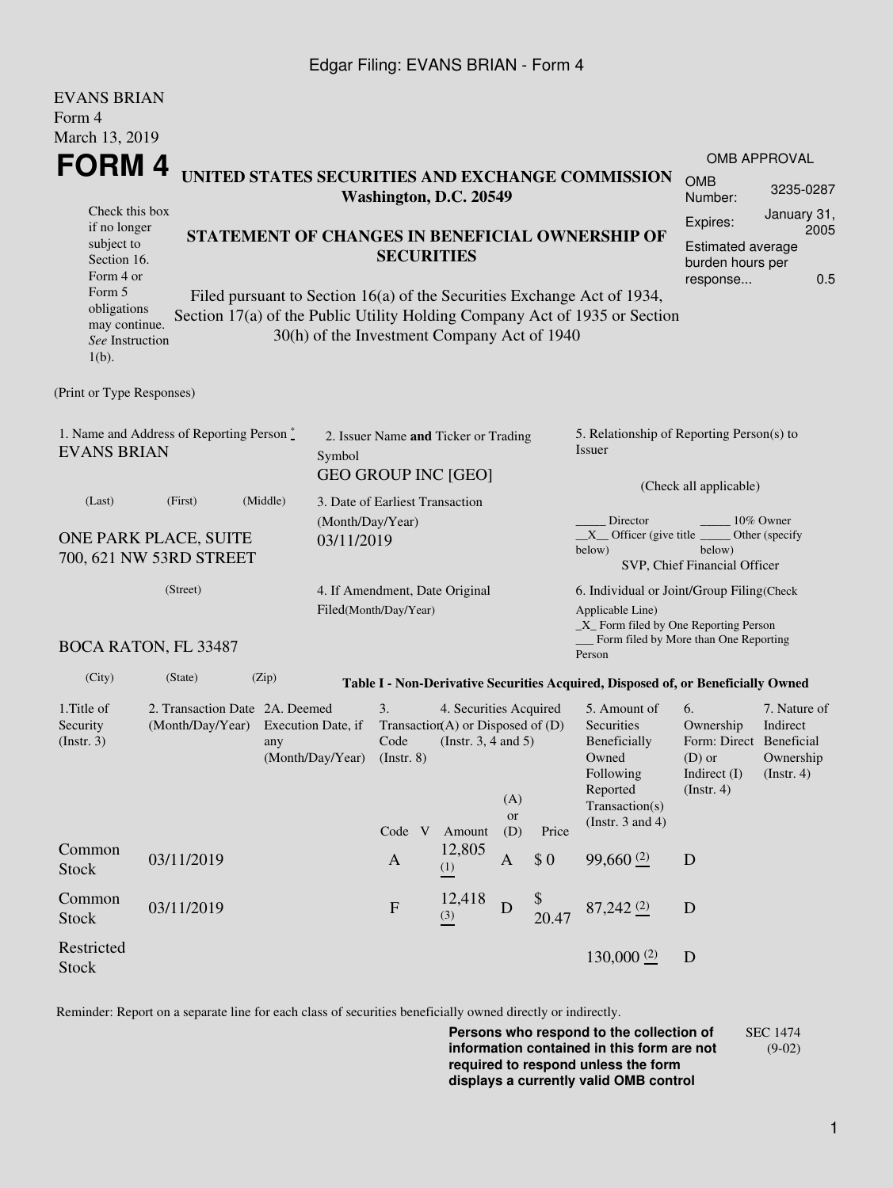Edgar Filing: EVANS BRIAN - Form 4

EVANS BRIAN
Form 4
March 13, 2019

# FORM 4

## UNITED STATES SECURITIES AND EXCHANGE COMMISSION
**Washington, D.C. 20549**

Check this box if no longer subject to Section 16. Form 4 or Form 5 obligations may continue. *See* Instruction 1(b).

### STATEMENT OF CHANGES IN BENEFICIAL OWNERSHIP OF SECURITIES

Filed pursuant to Section 16(a) of the Securities Exchange Act of 1934, Section 17(a) of the Public Utility Holding Company Act of 1935 or Section 30(h) of the Investment Company Act of 1940

| OMB APPROVAL | |
|---|---|
| OMB Number: | 3235-0287 |
| Expires: | January 31, 2005 |
| Estimated average burden hours per response... | 0.5 |

(Print or Type Responses)

1. Name and Address of Reporting Person *
EVANS BRIAN

(Last) (First) (Middle)

ONE PARK PLACE, SUITE 700, 621 NW 53RD STREET

(Street)

BOCA RATON, FL 33487

(City) (State) (Zip)

2. Issuer Name **and** Ticker or Trading Symbol
GEO GROUP INC [GEO]

3. Date of Earliest Transaction (Month/Day/Year)
03/11/2019

4. If Amendment, Date Original Filed(Month/Day/Year)

5. Relationship of Reporting Person(s) to Issuer

(Check all applicable)

_____ Director _____ 10% Owner
\_\_X\_\_ Officer (give title below) _____ Other (specify below)
SVP, Chief Financial Officer

6. Individual or Joint/Group Filing(Check Applicable Line)
\_X\_ Form filed by One Reporting Person
___ Form filed by More than One Reporting Person

**Table I - Non-Derivative Securities Acquired, Disposed of, or Beneficially Owned**

| 1.Title of Security (Instr. 3) | 2. Transaction Date (Month/Day/Year) | 2A. Deemed Execution Date, if any (Month/Day/Year) | 3. Transaction Code (Instr. 8) | | 4. Securities Acquired (A) or Disposed of (D) (Instr. 3, 4 and 5) | | | 5. Amount of Securities Beneficially Owned Following Reported Transaction(s) (Instr. 3 and 4) | 6. Ownership Form: Direct (D) or Indirect (I) (Instr. 4) | 7. Nature of Indirect Beneficial Ownership (Instr. 4) |
|---|---|---|---|---|---|---|---|---|---|---|
| | | | Code | V | Amount | (A) or (D) | Price | | | |
| Common Stock | 03/11/2019 | | A | | 12,805 (1) | A | $ 0 | 99,660 (2) | D | |
| Common Stock | 03/11/2019 | | F | | 12,418 (3) | D | $ 20.47 | 87,242 (2) | D | |
| Restricted Stock | | | | | | | | 130,000 (2) | D | |

Reminder: Report on a separate line for each class of securities beneficially owned directly or indirectly.

**Persons who respond to the collection of information contained in this form are not required to respond unless the form displays a currently valid OMB control**

SEC 1474 (9-02)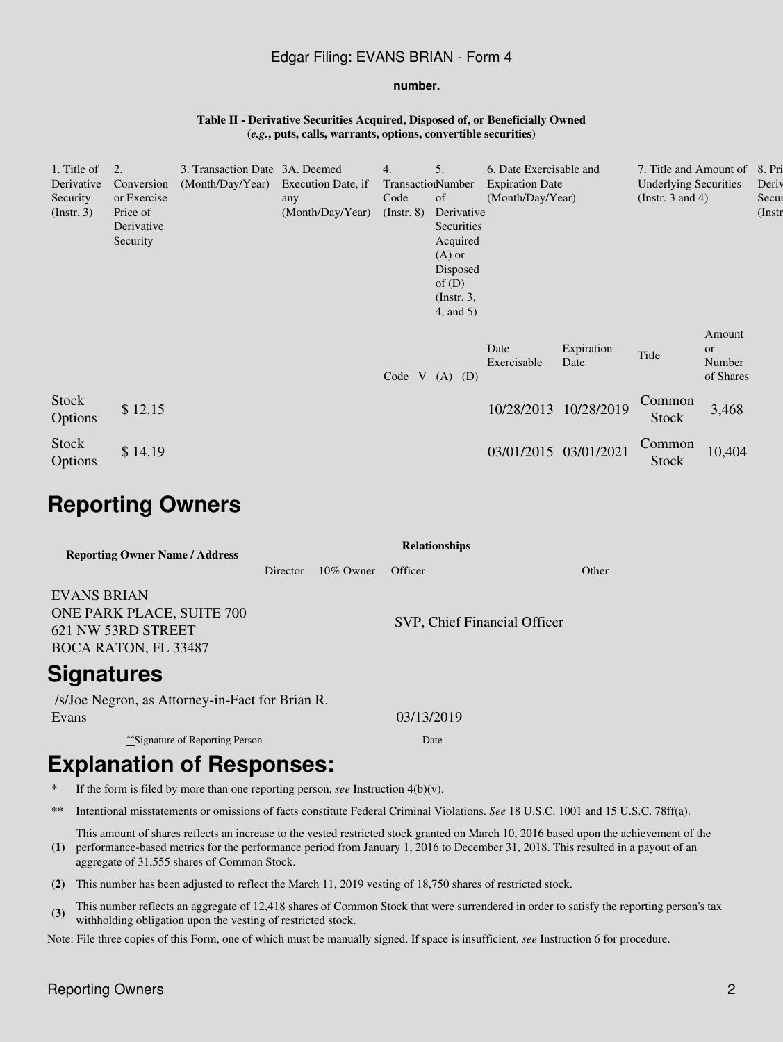number.

**Table II - Derivative Securities Acquired, Disposed of, or Beneficially Owned**
**(*e.g.*, puts, calls, warrants, options, convertible securities)**

| 1. Title of Derivative Security (Instr. 3) | 2. Conversion or Exercise Price of Derivative Security | 3. Transaction Date (Month/Day/Year) | 3A. Deemed Execution Date, if any (Month/Day/Year) | 4. Transaction Code (Instr. 8) | | 5. Number of Derivative Securities Acquired (A) or Disposed of (D) (Instr. 3, 4, and 5) | | 6. Date Exercisable and Expiration Date (Month/Day/Year) | | 7. Title and Amount of Underlying Securities (Instr. 3 and 4) | | 8. Pri Deriv Secur (Instr |
|---|---|---|---|---|---|---|---|---|---|---|---|---|
| | | | | Code | V | (A) | (D) | Date Exercisable | Expiration Date | Title | Amount or Number of Shares | |
| Stock Options | $ 12.15 | | | | | | | 10/28/2013 | 10/28/2019 | Common Stock | 3,468 | |
| Stock Options | $ 14.19 | | | | | | | 03/01/2015 | 03/01/2021 | Common Stock | 10,404 | |

# Reporting Owners

| Reporting Owner Name / Address | Relationships | | | |
|---|---|---|---|---|
| | Director | 10% Owner | Officer | Other |
| EVANS BRIAN<br>ONE PARK PLACE, SUITE 700<br>621 NW 53RD STREET<br>BOCA RATON, FL 33487 | | | SVP, Chief Financial Officer | |

# Signatures

| /s/Joe Negron, as Attorney-in-Fact for Brian R. Evans | 03/13/2019 |
|---|---|
| **Signature of Reporting Person | Date |

# Explanation of Responses:

- \* If the form is filed by more than one reporting person, *see* Instruction 4(b)(v).
- \*\* Intentional misstatements or omissions of facts constitute Federal Criminal Violations. *See* 18 U.S.C. 1001 and 15 U.S.C. 78ff(a).
- **(1)** This amount of shares reflects an increase to the vested restricted stock granted on March 10, 2016 based upon the achievement of the performance-based metrics for the performance period from January 1, 2016 to December 31, 2018. This resulted in a payout of an aggregate of 31,555 shares of Common Stock.
- **(2)** This number has been adjusted to reflect the March 11, 2019 vesting of 18,750 shares of restricted stock.
- **(3)** This number reflects an aggregate of 12,418 shares of Common Stock that were surrendered in order to satisfy the reporting person's tax withholding obligation upon the vesting of restricted stock.

Note: File three copies of this Form, one of which must be manually signed. If space is insufficient, *see* Instruction 6 for procedure.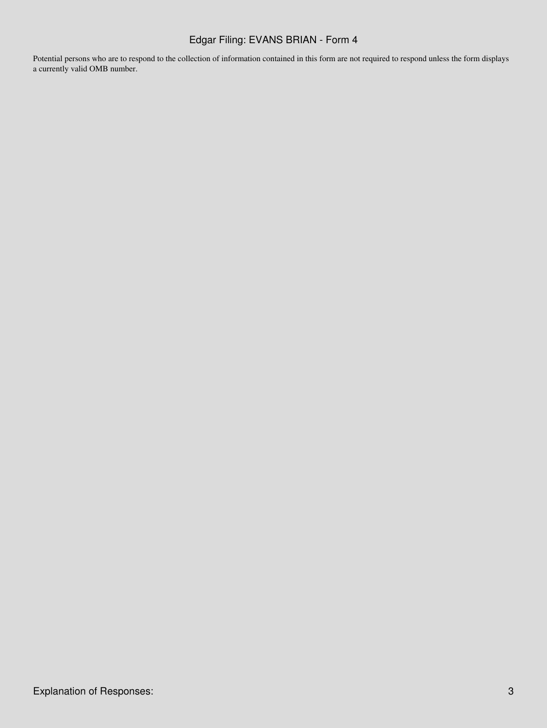Potential persons who are to respond to the collection of information contained in this form are not required to respond unless the form displays a currently valid OMB number.